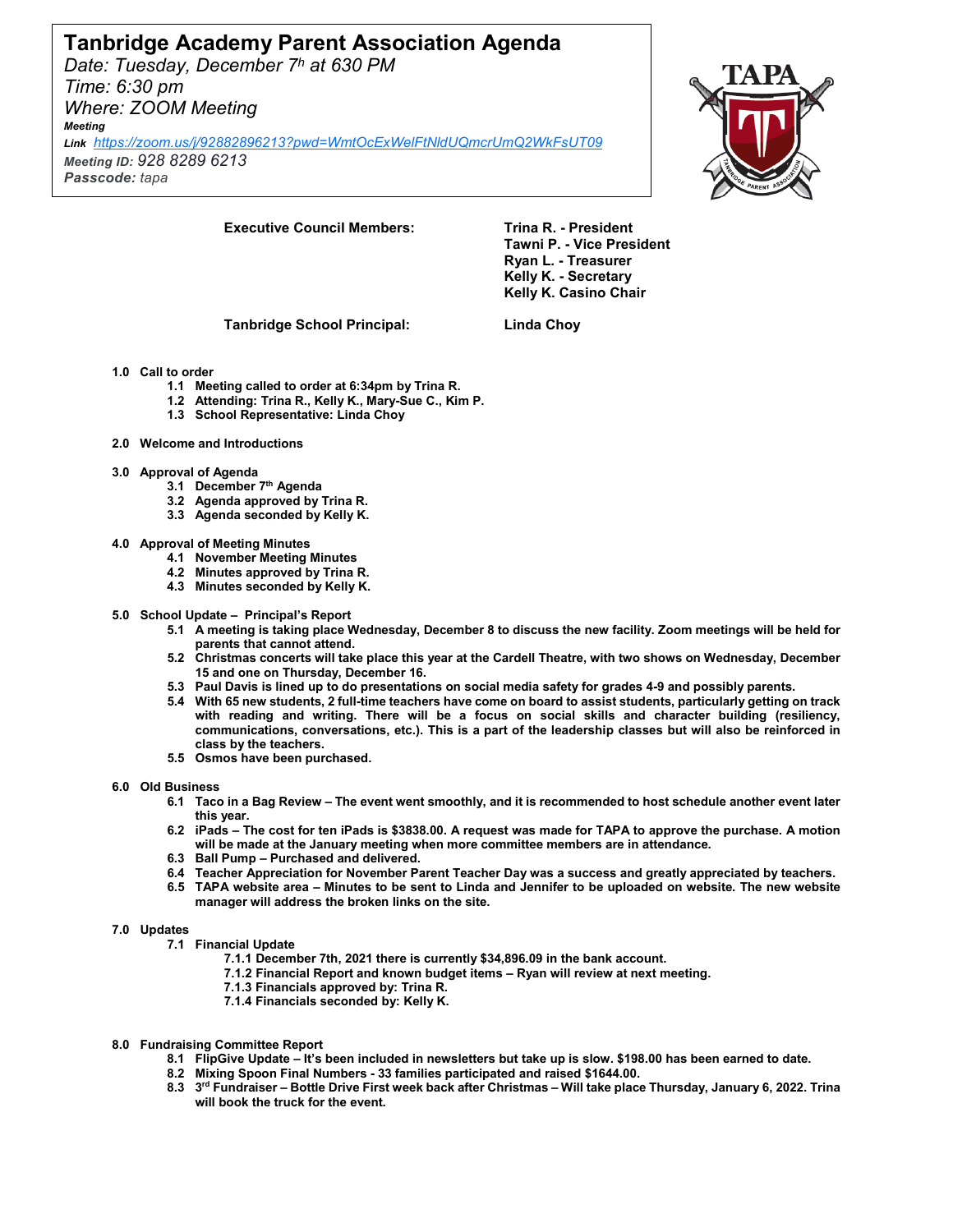# Tanbridge Academy Parent Association Agenda

*Date: Tuesday, December 7h at 630 PM*
*Time: 6:30 pm*
*Where: ZOOM Meeting*
***Meeting Link*** *https://zoom.us/j/92882896213?pwd=WmtOcExWelFtNldUQmcrUmQ2WkFsUT09*
***Meeting ID:*** *928 8289 6213*
***Passcode:*** *tapa*

**Executive Council Members:**

**Trina R. - President**
**Tawni P. - Vice President**
**Ryan L. - Treasurer**
**Kelly K. - Secretary**
**Kelly K. Casino Chair**

**Tanbridge School Principal:** **Linda Choy**

**1.0 Call to order**
- **1.1 Meeting called to order at 6:34pm by Trina R.**
- **1.2 Attending: Trina R., Kelly K., Mary-Sue C., Kim P.**
- **1.3 School Representative: Linda Choy**

**2.0 Welcome and Introductions**

**3.0 Approval of Agenda**
- **3.1 December 7th Agenda**
- **3.2 Agenda approved by Trina R.**
- **3.3 Agenda seconded by Kelly K.**

**4.0 Approval of Meeting Minutes**
- **4.1 November Meeting Minutes**
- **4.2 Minutes approved by Trina R.**
- **4.3 Minutes seconded by Kelly K.**

**5.0 School Update – Principal's Report**
- **5.1 A meeting is taking place Wednesday, December 8 to discuss the new facility. Zoom meetings will be held for parents that cannot attend.**
- **5.2 Christmas concerts will take place this year at the Cardell Theatre, with two shows on Wednesday, December 15 and one on Thursday, December 16.**
- **5.3 Paul Davis is lined up to do presentations on social media safety for grades 4-9 and possibly parents.**
- **5.4 With 65 new students, 2 full-time teachers have come on board to assist students, particularly getting on track with reading and writing. There will be a focus on social skills and character building (resiliency, communications, conversations, etc.). This is a part of the leadership classes but will also be reinforced in class by the teachers.**
- **5.5 Osmos have been purchased.**

**6.0 Old Business**
- **6.1 Taco in a Bag Review – The event went smoothly, and it is recommended to host schedule another event later this year.**
- **6.2 iPads – The cost for ten iPads is $3838.00. A request was made for TAPA to approve the purchase. A motion will be made at the January meeting when more committee members are in attendance.**
- **6.3 Ball Pump – Purchased and delivered.**
- **6.4 Teacher Appreciation for November Parent Teacher Day was a success and greatly appreciated by teachers.**
- **6.5 TAPA website area – Minutes to be sent to Linda and Jennifer to be uploaded on website. The new website manager will address the broken links on the site.**

**7.0 Updates**
- **7.1 Financial Update**
  - **7.1.1 December 7th, 2021 there is currently $34,896.09 in the bank account.**
  - **7.1.2 Financial Report and known budget items – Ryan will review at next meeting.**
  - **7.1.3 Financials approved by: Trina R.**
  - **7.1.4 Financials seconded by: Kelly K.**

**8.0 Fundraising Committee Report**
- **8.1 FlipGive Update – It's been included in newsletters but take up is slow. $198.00 has been earned to date.**
- **8.2 Mixing Spoon Final Numbers - 33 families participated and raised $1644.00.**
- **8.3 3rd Fundraiser – Bottle Drive First week back after Christmas – Will take place Thursday, January 6, 2022. Trina will book the truck for the event.**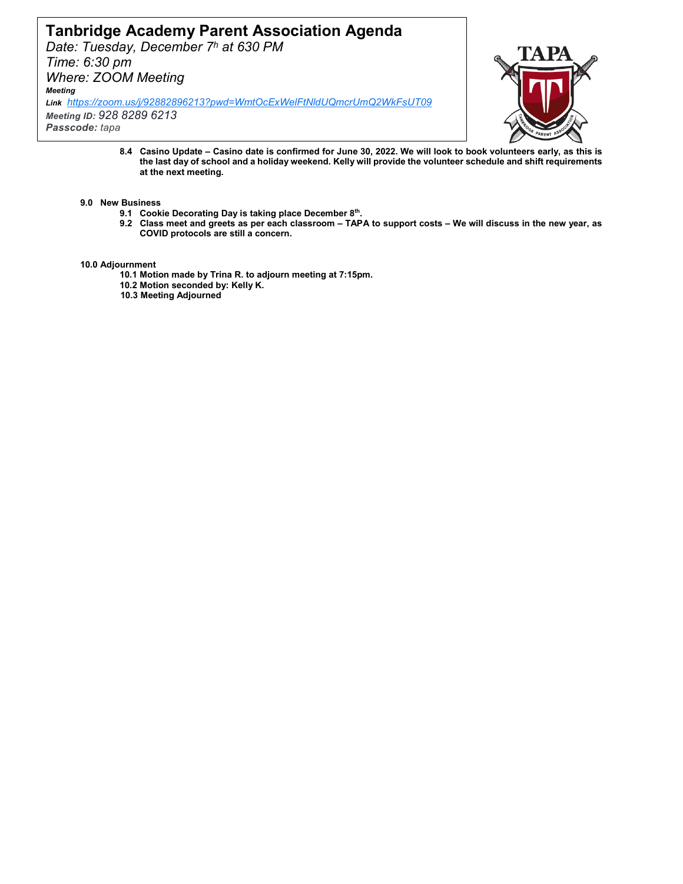# Tanbridge Academy Parent Association Agenda

*Date: Tuesday, December 7h at 630 PM*

*Time: 6:30 pm*

*Where: ZOOM Meeting*

***Meeting Link*** *https://zoom.us/j/92882896213?pwd=WmtOcExWelFtNldUQmcrUmQ2WkFsUT09*

***Meeting ID:*** *928 8289 6213*

***Passcode:*** *tapa*

**8.4 Casino Update – Casino date is confirmed for June 30, 2022. We will look to book volunteers early, as this is the last day of school and a holiday weekend. Kelly will provide the volunteer schedule and shift requirements at the next meeting.**

**9.0 New Business**

**9.1 Cookie Decorating Day is taking place December 8th.**

**9.2 Class meet and greets as per each classroom – TAPA to support costs – We will discuss in the new year, as COVID protocols are still a concern.**

**10.0 Adjournment**

**10.1 Motion made by Trina R. to adjourn meeting at 7:15pm.**

**10.2 Motion seconded by: Kelly K.**

**10.3 Meeting Adjourned**